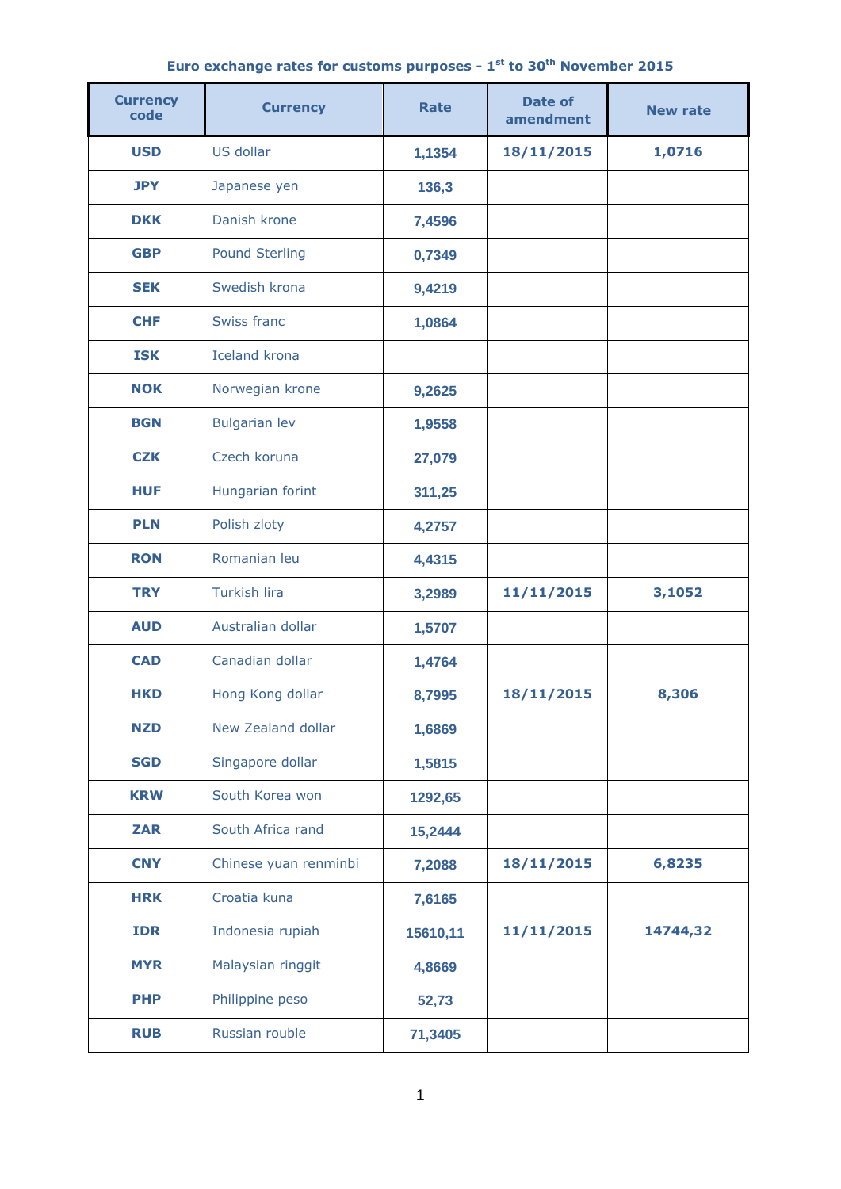**Euro exchange rates for customs purposes - 1st to 30th November 2015**

| Currency code | Currency | Rate | Date of amendment | New rate |
|---|---|---|---|---|
| USD | US dollar | 1,1354 | 18/11/2015 | 1,0716 |
| JPY | Japanese yen | 136,3 | | |
| DKK | Danish krone | 7,4596 | | |
| GBP | Pound Sterling | 0,7349 | | |
| SEK | Swedish krona | 9,4219 | | |
| CHF | Swiss franc | 1,0864 | | |
| ISK | Iceland krona | | | |
| NOK | Norwegian krone | 9,2625 | | |
| BGN | Bulgarian lev | 1,9558 | | |
| CZK | Czech koruna | 27,079 | | |
| HUF | Hungarian forint | 311,25 | | |
| PLN | Polish zloty | 4,2757 | | |
| RON | Romanian leu | 4,4315 | | |
| TRY | Turkish lira | 3,2989 | 11/11/2015 | 3,1052 |
| AUD | Australian dollar | 1,5707 | | |
| CAD | Canadian dollar | 1,4764 | | |
| HKD | Hong Kong dollar | 8,7995 | 18/11/2015 | 8,306 |
| NZD | New Zealand dollar | 1,6869 | | |
| SGD | Singapore dollar | 1,5815 | | |
| KRW | South Korea won | 1292,65 | | |
| ZAR | South Africa rand | 15,2444 | | |
| CNY | Chinese yuan renminbi | 7,2088 | 18/11/2015 | 6,8235 |
| HRK | Croatia kuna | 7,6165 | | |
| IDR | Indonesia rupiah | 15610,11 | 11/11/2015 | 14744,32 |
| MYR | Malaysian ringgit | 4,8669 | | |
| PHP | Philippine peso | 52,73 | | |
| RUB | Russian rouble | 71,3405 | | |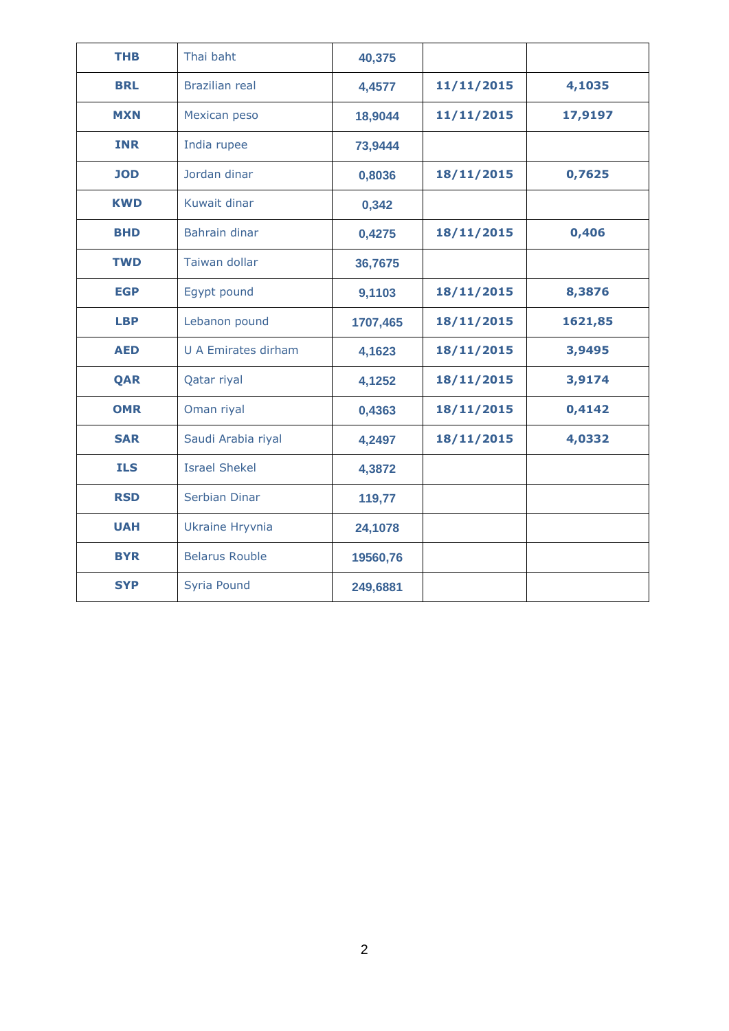| | | | | |
|---|---|---|---|---|
| **THB** | Thai baht | **40,375** | | |
| **BRL** | Brazilian real | **4,4577** | **11/11/2015** | **4,1035** |
| **MXN** | Mexican peso | **18,9044** | **11/11/2015** | **17,9197** |
| **INR** | India rupee | **73,9444** | | |
| **JOD** | Jordan dinar | **0,8036** | **18/11/2015** | **0,7625** |
| **KWD** | Kuwait dinar | **0,342** | | |
| **BHD** | Bahrain dinar | **0,4275** | **18/11/2015** | **0,406** |
| **TWD** | Taiwan dollar | **36,7675** | | |
| **EGP** | Egypt pound | **9,1103** | **18/11/2015** | **8,3876** |
| **LBP** | Lebanon pound | **1707,465** | **18/11/2015** | **1621,85** |
| **AED** | U A Emirates dirham | **4,1623** | **18/11/2015** | **3,9495** |
| **QAR** | Qatar riyal | **4,1252** | **18/11/2015** | **3,9174** |
| **OMR** | Oman riyal | **0,4363** | **18/11/2015** | **0,4142** |
| **SAR** | Saudi Arabia riyal | **4,2497** | **18/11/2015** | **4,0332** |
| **ILS** | Israel Shekel | **4,3872** | | |
| **RSD** | Serbian Dinar | **119,77** | | |
| **UAH** | Ukraine Hryvnia | **24,1078** | | |
| **BYR** | Belarus Rouble | **19560,76** | | |
| **SYP** | Syria Pound | **249,6881** | | |